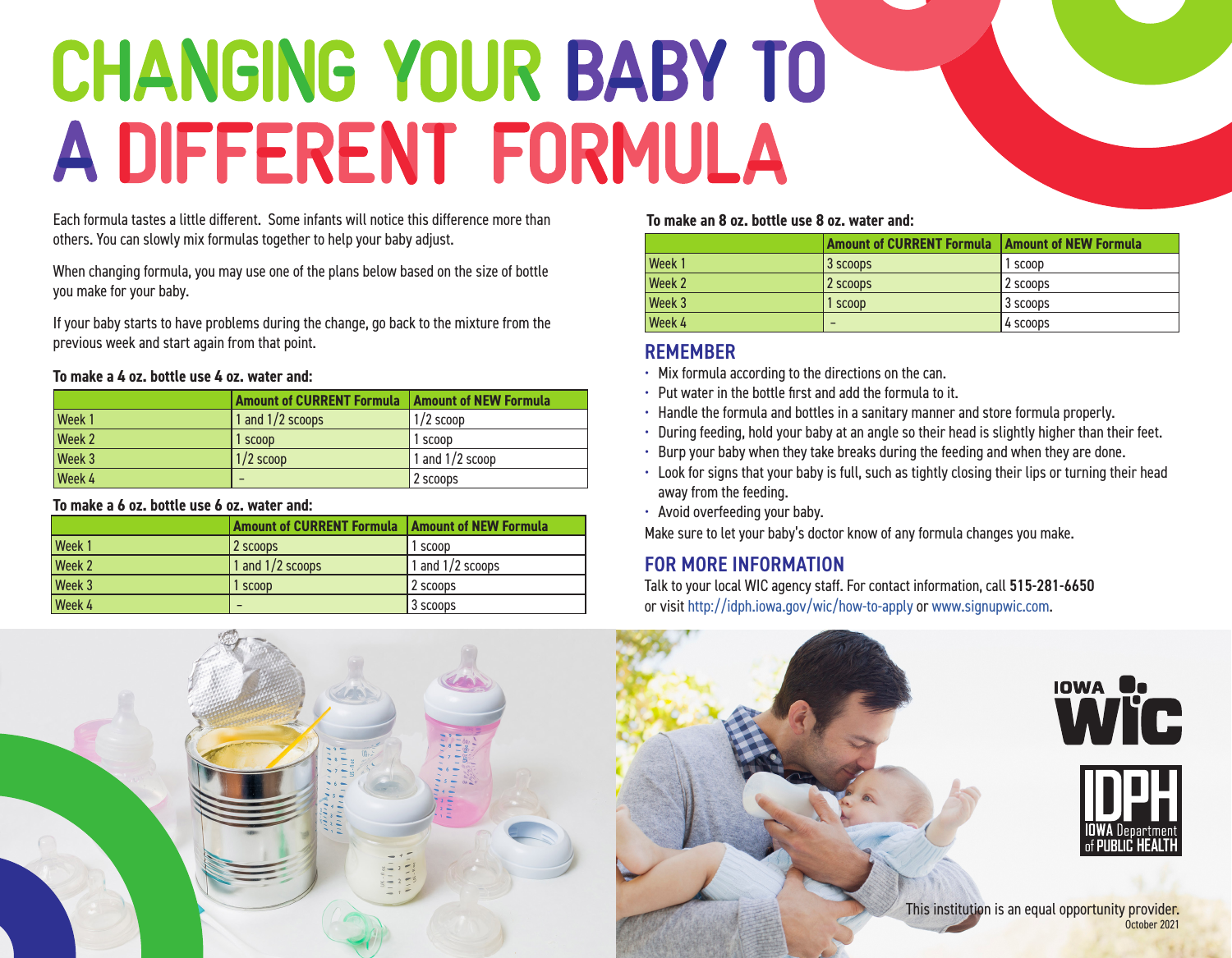# CHANGING YOUR BABY TO A DIFFERENT FORMULA

Each formula tastes a little different. Some infants will notice this difference more than others. You can slowly mix formulas together to help your baby adjust.

When changing formula, you may use one of the plans below based on the size of bottle you make for your baby.

If your baby starts to have problems during the change, go back to the mixture from the previous week and start again from that point.

**To make a 4 oz. bottle use 4 oz. water and:**

| | Amount of CURRENT Formula | Amount of NEW Formula |
|---|---|---|
| Week 1 | 1 and 1/2 scoops | 1/2 scoop |
| Week 2 | 1 scoop | 1 scoop |
| Week 3 | 1/2 scoop | 1 and 1/2 scoop |
| Week 4 | – | 2 scoops |

**To make a 6 oz. bottle use 6 oz. water and:**

| | Amount of CURRENT Formula | Amount of NEW Formula |
|---|---|---|
| Week 1 | 2 scoops | 1 scoop |
| Week 2 | 1 and 1/2 scoops | 1 and 1/2 scoops |
| Week 3 | 1 scoop | 2 scoops |
| Week 4 | – | 3 scoops |

**To make an 8 oz. bottle use 8 oz. water and:**

| | Amount of CURRENT Formula | Amount of NEW Formula |
|---|---|---|
| Week 1 | 3 scoops | 1 scoop |
| Week 2 | 2 scoops | 2 scoops |
| Week 3 | 1 scoop | 3 scoops |
| Week 4 | – | 4 scoops |

## REMEMBER

- Mix formula according to the directions on the can.
- Put water in the bottle first and add the formula to it.
- Handle the formula and bottles in a sanitary manner and store formula properly.
- During feeding, hold your baby at an angle so their head is slightly higher than their feet.
- Burp your baby when they take breaks during the feeding and when they are done.
- Look for signs that your baby is full, such as tightly closing their lips or turning their head away from the feeding.
- Avoid overfeeding your baby.

Make sure to let your baby's doctor know of any formula changes you make.

## FOR MORE INFORMATION

Talk to your local WIC agency staff. For contact information, call **515-281-6650** or visit http://idph.iowa.gov/wic/how-to-apply or www.signupwic.com.

IOWA WIC

IDPH IOWA Department of PUBLIC HEALTH

This institution is an equal opportunity provider.

October 2021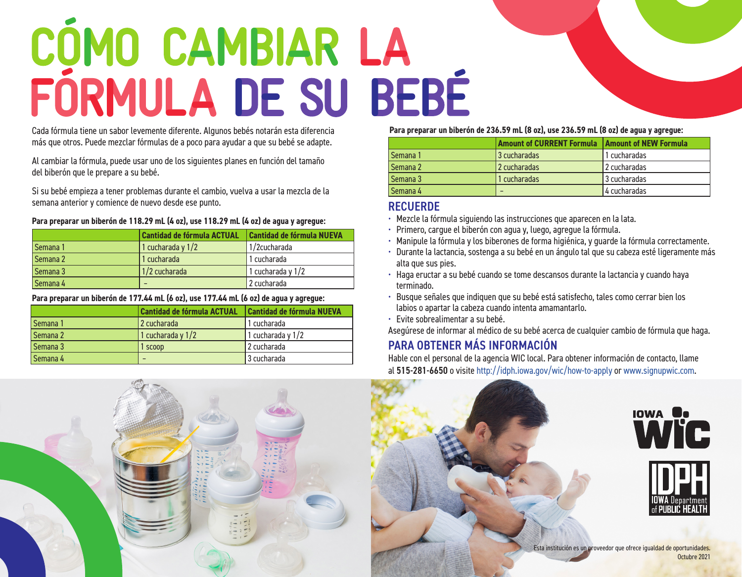# CÓMO CAMBIAR LA FÓRMULA DE SU BEBÉ

Cada fórmula tiene un sabor levemente diferente. Algunos bebés notarán esta diferencia más que otros. Puede mezclar fórmulas de a poco para ayudar a que su bebé se adapte.

Al cambiar la fórmula, puede usar uno de los siguientes planes en función del tamaño del biberón que le prepare a su bebé.

Si su bebé empieza a tener problemas durante el cambio, vuelva a usar la mezcla de la semana anterior y comience de nuevo desde ese punto.

**Para preparar un biberón de 118.29 mL (4 oz), use 118.29 mL (4 oz) de agua y agregue:**

| | Cantidad de fórmula ACTUAL | Cantidad de fórmula NUEVA |
|---|---|---|
| Semana 1 | 1 cucharada y 1/2 | 1/2cucharada |
| Semana 2 | 1 cucharada | 1 cucharada |
| Semana 3 | 1/2 cucharada | 1 cucharada y 1/2 |
| Semana 4 | – | 2 cucharada |

**Para preparar un biberón de 177.44 mL (6 oz), use 177.44 mL (6 oz) de agua y agregue:**

| | Cantidad de fórmula ACTUAL | Cantidad de fórmula NUEVA |
|---|---|---|
| Semana 1 | 2 cucharada | 1 cucharada |
| Semana 2 | 1 cucharada y 1/2 | 1 cucharada y 1/2 |
| Semana 3 | 1 scoop | 2 cucharada |
| Semana 4 | – | 3 cucharada |

**Para preparar un biberón de 236.59 mL (8 oz), use 236.59 mL (8 oz) de agua y agregue:**

| | Amount of CURRENT Formula | Amount of NEW Formula |
|---|---|---|
| Semana 1 | 3 cucharadas | 1 cucharadas |
| Semana 2 | 2 cucharadas | 2 cucharadas |
| Semana 3 | 1 cucharadas | 3 cucharadas |
| Semana 4 | – | 4 cucharadas |

## RECUERDE

- Mezcle la fórmula siguiendo las instrucciones que aparecen en la lata.
- Primero, cargue el biberón con agua y, luego, agregue la fórmula.
- Manipule la fórmula y los biberones de forma higiénica, y guarde la fórmula correctamente.
- Durante la lactancia, sostenga a su bebé en un ángulo tal que su cabeza esté ligeramente más alta que sus pies.
- Haga eructar a su bebé cuando se tome descansos durante la lactancia y cuando haya terminado.
- Busque señales que indiquen que su bebé está satisfecho, tales como cerrar bien los labios o apartar la cabeza cuando intenta amamantarlo.
- Evite sobrealimentar a su bebé.

Asegúrese de informar al médico de su bebé acerca de cualquier cambio de fórmula que haga.

## PARA OBTENER MÁS INFORMACIÓN

Hable con el personal de la agencia WIC local. Para obtener información de contacto, llame al **515-281-6650** o visite http://idph.iowa.gov/wic/how-to-apply or www.signupwic.com.

IOWA WIC

IDPH IOWA Department of PUBLIC HEALTH

Esta institución es un proveedor que ofrece igualdad de oportunidades.
Octubre 2021